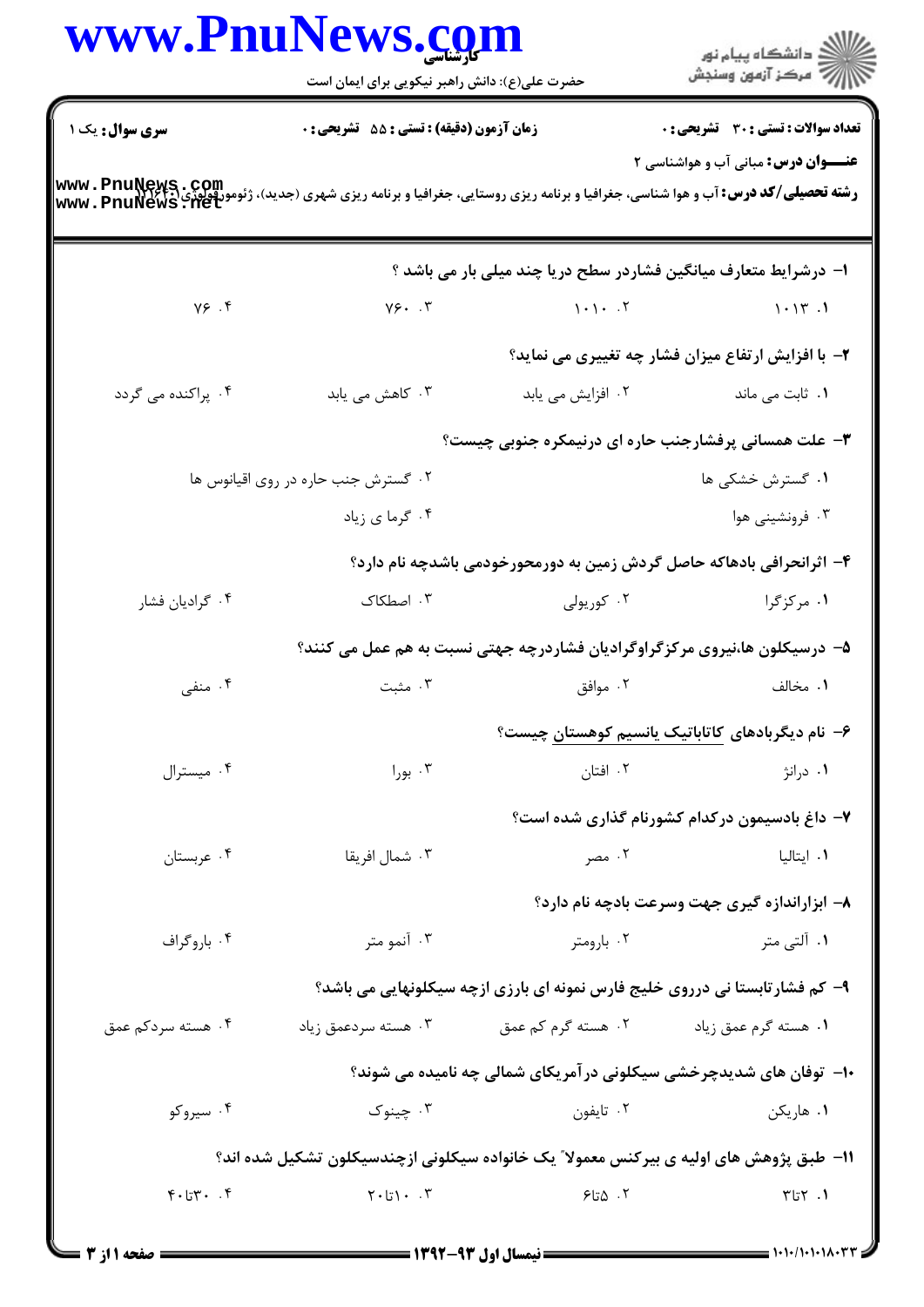**سری سوال:** یک ۱

**زمان آزمون (دقیقه) : تستی : ۵۵ تشریحی : ۰**

**تعداد سوالات : تستی : ۳۰ تشریحی : ۰**

**عنـــوان درس:** مبانی آب و هواشناسی ۲

**رشته تحصیلی/کد درس:** آب و هوا شناسی، جغرافیا و برنامه ریزی روستایی، جغرافیا و برنامه ریزی شهری (جدید)، ژئومورفولوژی ۱۲۱۶۴۰۱

۱- درشرایط متعارف میانگین فشاردر سطح دریا چند میلی بار می باشد ؟

۱. ۱۰۱۳ ۲. ۱۰۱۰ ۳. ۷۶۰ ۴. ۷۶

۲- با افزایش ارتفاع میزان فشار چه تغییری می نماید؟

۱. ثابت می ماند ۲. افزایش می یابد ۳. کاهش می یابد ۴. پراکنده می گردد

۳- علت همسانی پرفشارجنب حاره ای درنیمکره جنوبی چیست؟

۱. گسترش خشکی ها ۲. گسترش جنب حاره در روی اقیانوس ها ۳. فرونشینی هوا ۴. گرما ی زیاد

۴- اثرانحرافی بادهاکه حاصل گردش زمین به دورمحورخودمی باشدچه نام دارد؟

۱. مرکزگرا ۲. کوریولی ۳. اصطکاک ۴. گرادیان فشار

۵- درسیکلون ها،نیروی مرکزگراوگرادیان فشاردرچه جهتی نسبت به هم عمل می کنند؟

۱. مخالف ۲. موافق ۳. مثبت ۴. منفی

۶- نام دیگربادهای کاتاباتیک یانسیم کوهستان چیست؟

۱. درانژ ۲. افتان ۳. بورا ۴. میسترال

۷- داغ بادسیمون درکدام کشورنام گذاری شده است؟

۱. ایتالیا ۲. مصر ۳. شمال افریقا ۴. عربستان

۸- ابزاراندازه گیری جهت وسرعت بادچه نام دارد؟

۱. آلتی متر ۲. بارومتر ۳. آنمو متر ۴. باروگراف

۹- کم فشارتابستا نی درروی خلیج فارس نمونه ای بارزی ازچه سیکلونهایی می باشد؟

۱. هسته گرم عمق زیاد ۲. هسته گرم کم عمق ۳. هسته سردعمق زیاد ۴. هسته سردکم عمق

۱۰- توفان های شدیدچرخشی سیکلونی درآمریکای شمالی چه نامیده می شوند؟

۱. هاریکن ۲. تایفون ۳. چینوک ۴. سیروکو

۱۱- طبق پژوهش های اولیه ی بیرکنس معمولاً یک خانواده سیکلونی ازچندسیکلون تشکیل شده اند؟

۱. ۲تا۳ ۲. ۵تا۶ ۳. ۱۰تا۲۰ ۴. ۳۰تا۴۰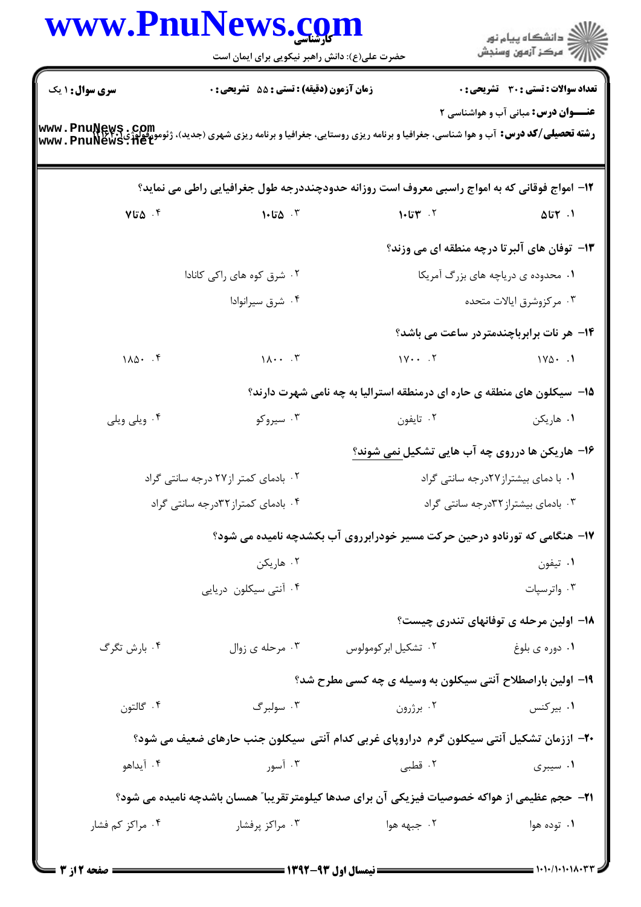سری سوال: ۱ یک | زمان آزمون (دقیقه) : تستی : ۵۵ تشریحی : ۰ | تعداد سوالات : تستی : ۳۰ تشریحی : ۰

**عنـــوان درس:** مبانی آب و هواشناسی ۲

**رشته تحصیلی/کد درس:** آب و هوا شناسی، جغرافیا و برنامه ریزی روستایی، جغرافیا و برنامه ریزی شهری (جدید)، ژئومورفولوژی ۱۲۱۶۲۰۱

**۱۲- امواج فوقانی که به امواج راسبی معروف است روزانه حدودچنددرجه طول جغرافیایی راطی می نماید؟**

۱. ۲تا۵ ۲. ۳تا۱۰ ۳. ۵تا۱۰ ۴. ۵تا۷

**۱۳- توفان های آلبرتا درچه منطقه ای می وزند؟**

۱. محدوده ی دریاچه های بزرگ آمریکا
۲. شرق کوه های راکی کانادا
۳. مرکزوشرق ایالات متحده
۴. شرق سیرانوادا

**۱۴- هر نات برابرباچندمتردر ساعت می باشد؟**

۱. ۱۷۵۰ ۲. ۱۷۰۰ ۳. ۱۸۰۰ ۴. ۱۸۵۰

**۱۵- سیکلون های منطقه ی حاره ای درمنطقه استرالیا به چه نامی شهرت دارند؟**

۱. هاریکن ۲. تایفون ۳. سیروکو ۴. ویلی ویلی

**۱۶- هاریکن ها درروی چه آب هایی تشکیل نمی شوند؟**

۱. با دمای بیشتراز۲۷درجه سانتی گراد
۲. بادمای کمتر از۲۷ درجه سانتی گراد
۳. بادمای بیشتراز۳۲درجه سانتی گراد
۴. بادمای کمتراز۳۲درجه سانتی گراد

**۱۷- هنگامی که تورنادو درحین حرکت مسیر خودبرروی آب بکشدچه نامیده می شود؟**

۱. تیفون
۲. هاریکن
۳. واترسپات
۴. آنتی سیکلون دریایی

**۱۸- اولین مرحله ی توفانهای تندری چیست؟**

۱. دوره ی بلوغ ۲. تشکیل ابرکومولوس ۳. مرحله ی زوال ۴. بارش تگرگ

**۱۹- اولین باراصطلاح آنتی سیکلون به وسیله ی چه کسی مطرح شد؟**

۱. بیرکنس ۲. برژرون ۳. سولبرگ ۴. گالتون

**۲۰- ازرمان تشکیل آنتی سیکلون گرم دراروپای غربی کدام آنتی سیکلون جنب حارهای ضعیف می شود؟**

۱. سیبری ۲. قطبی ۳. آسور ۴. آیداهو

**۲۱- حجم عظیمی از هواکه خصوصیات فیزیکی آن برای صدها کیلومترتقریبا" همسان باشدچه نامیده می شود؟**

۱. توده هوا ۲. جبهه هوا ۳. مراکز پرفشار ۴. مراکز کم فشار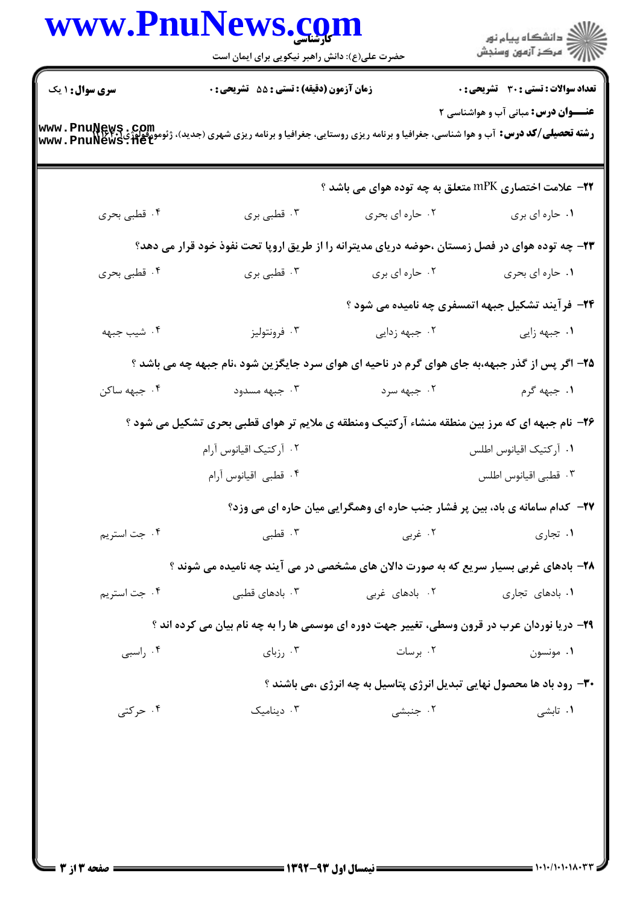**سری سوال:** ۱ یک

**زمان آزمون (دقیقه) : تستی : ۵۵ تشریحی : ۰**

**تعداد سوالات : تستی : ۳۰ تشریحی : ۰**

**عنـــوان درس:** مبانی آب و هواشناسی ۲

**رشته تحصیلی/کد درس:** آب و هوا شناسی، جغرافیا و برنامه ریزی روستایی، جغرافیا و برنامه ریزی شهری (جدید)، ژئومورفولوژی ۱۲۱۶۲۰۱

**۲۲-** علامت اختصاری mPK متعلق به چه توده هوای می باشد ؟

۱. حاره ای بری
۲. حاره ای بحری
۳. قطبی بری
۴. قطبی بحری

**۲۳-** چه توده هوای در فصل زمستان ،حوضه دریای مدیترانه را از طریق اروپا تحت نفوذ خود قرار می دهد؟

۱. حاره ای بحری
۲. حاره ای بری
۳. قطبی بری
۴. قطبی بحری

**۲۴-** فرآیند تشکیل جبهه اتمسفری چه نامیده می شود ؟

۱. جبهه زایی
۲. جبهه زدایی
۳. فرونتولیز
۴. شیب جبهه

**۲۵-** اگر پس از گذر جبهه،به جای هوای گرم در ناحیه ای هوای سرد جایگزین شود ،نام جبهه چه می باشد ؟

۱. جبهه گرم
۲. جبهه سرد
۳. جبهه مسدود
۴. جبهه ساکن

**۲۶-** نام جبهه ای که مرز بین منطقه منشاء آرکتیک ومنطقه ی ملایم تر هوای قطبی بحری تشکیل می شود ؟

۱. آرکتیک اقیانوس اطلس
۲. آرکتیک اقیانوس آرام
۳. قطبی اقیانوس اطلس
۴. قطبی اقیانوس آرام

**۲۷-** کدام سامانه ی باد، بین پر فشار جنب حاره ای وهمگرایی میان حاره ای می وزد؟

۱. تجاری
۲. غربی
۳. قطبی
۴. جت استریم

**۲۸-** بادهای غربی بسیار سریع که به صورت دالان های مشخصی در می آیند چه نامیده می شوند ؟

۱. بادهای تجاری
۲. بادهای غربی
۳. بادهای قطبی
۴. جت استریم

**۲۹-** دریا نوردان عرب در قرون وسطی، تغییر جهت دوره ای موسمی ها را به چه نام بیان می کرده اند ؟

۱. مونسون
۲. برسات
۳. رزبای
۴. راسبی

**۳۰-** رود باد ها محصول نهایی تبدیل انرژی پتاسیل به چه انرژی ،می باشند ؟

۱. تابشی
۲. جنبشی
۳. دینامیک
۴. حرکتی